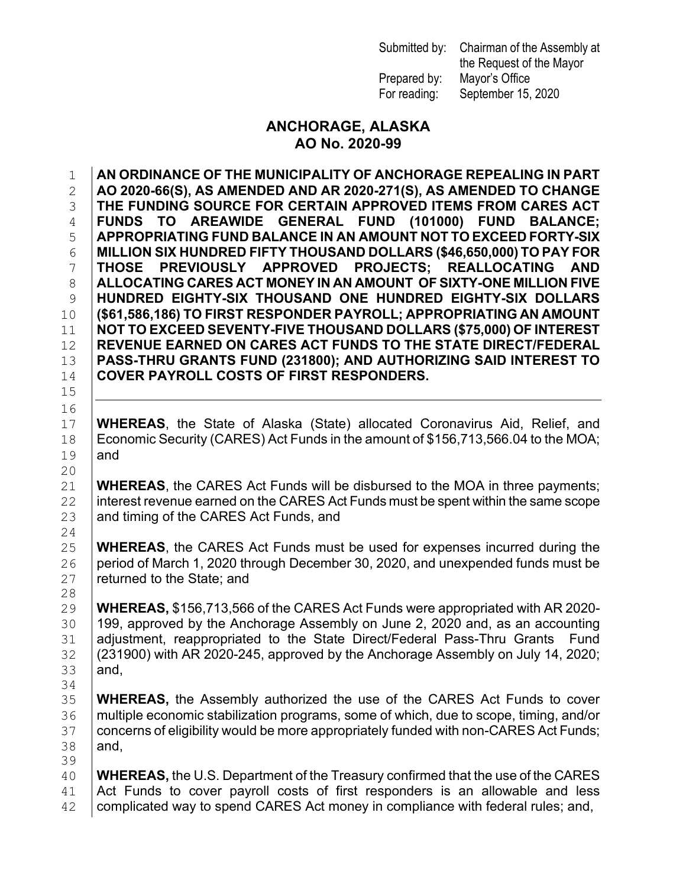Submitted by: Chairman of the Assembly at the Request of the Mayor
Prepared by: Mayor's Office
For reading: September 15, 2020

# ANCHORAGE, ALASKA
# AO No. 2020-99

**AN ORDINANCE OF THE MUNICIPALITY OF ANCHORAGE REPEALING IN PART AO 2020-66(S), AS AMENDED AND AR 2020-271(S), AS AMENDED TO CHANGE THE FUNDING SOURCE FOR CERTAIN APPROVED ITEMS FROM CARES ACT FUNDS TO AREAWIDE GENERAL FUND (101000) FUND BALANCE; APPROPRIATING FUND BALANCE IN AN AMOUNT NOT TO EXCEED FORTY-SIX MILLION SIX HUNDRED FIFTY THOUSAND DOLLARS ($46,650,000) TO PAY FOR THOSE PREVIOUSLY APPROVED PROJECTS; REALLOCATING AND ALLOCATING CARES ACT MONEY IN AN AMOUNT OF SIXTY-ONE MILLION FIVE HUNDRED EIGHTY-SIX THOUSAND ONE HUNDRED EIGHTY-SIX DOLLARS ($61,586,186) TO FIRST RESPONDER PAYROLL; APPROPRIATING AN AMOUNT NOT TO EXCEED SEVENTY-FIVE THOUSAND DOLLARS ($75,000) OF INTEREST REVENUE EARNED ON CARES ACT FUNDS TO THE STATE DIRECT/FEDERAL PASS-THRU GRANTS FUND (231800); AND AUTHORIZING SAID INTEREST TO COVER PAYROLL COSTS OF FIRST RESPONDERS.**

---

**WHEREAS**, the State of Alaska (State) allocated Coronavirus Aid, Relief, and Economic Security (CARES) Act Funds in the amount of $156,713,566.04 to the MOA; and

**WHEREAS**, the CARES Act Funds will be disbursed to the MOA in three payments; interest revenue earned on the CARES Act Funds must be spent within the same scope and timing of the CARES Act Funds, and

**WHEREAS**, the CARES Act Funds must be used for expenses incurred during the period of March 1, 2020 through December 30, 2020, and unexpended funds must be returned to the State; and

**WHEREAS,** $156,713,566 of the CARES Act Funds were appropriated with AR 2020-199, approved by the Anchorage Assembly on June 2, 2020 and, as an accounting adjustment, reappropriated to the State Direct/Federal Pass-Thru Grants Fund (231900) with AR 2020-245, approved by the Anchorage Assembly on July 14, 2020; and,

**WHEREAS,** the Assembly authorized the use of the CARES Act Funds to cover multiple economic stabilization programs, some of which, due to scope, timing, and/or concerns of eligibility would be more appropriately funded with non-CARES Act Funds; and,

**WHEREAS,** the U.S. Department of the Treasury confirmed that the use of the CARES Act Funds to cover payroll costs of first responders is an allowable and less complicated way to spend CARES Act money in compliance with federal rules; and,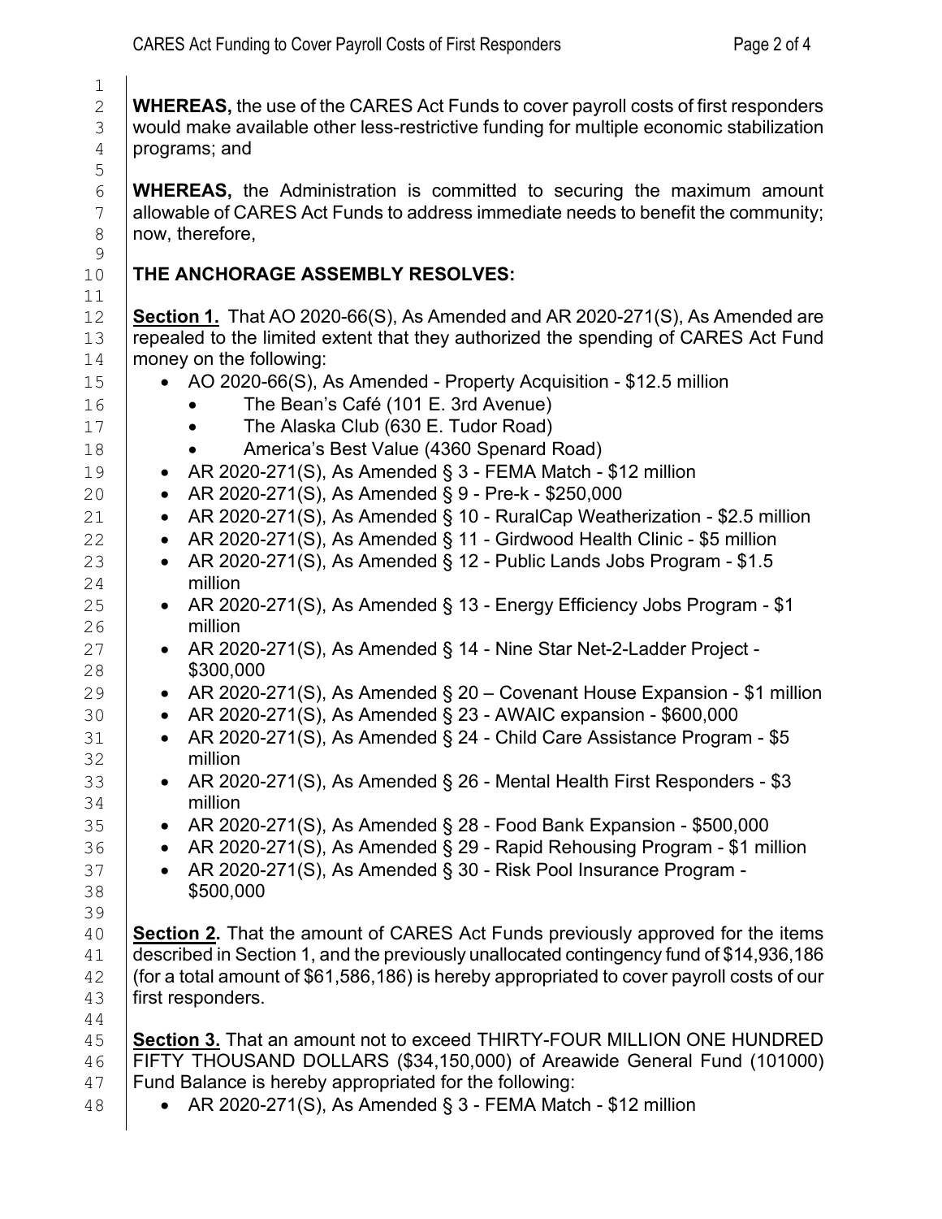**WHEREAS,** the use of the CARES Act Funds to cover payroll costs of first responders would make available other less-restrictive funding for multiple economic stabilization programs; and

**WHEREAS,** the Administration is committed to securing the maximum amount allowable of CARES Act Funds to address immediate needs to benefit the community; now, therefore,

**THE ANCHORAGE ASSEMBLY RESOLVES:**

**Section 1.** That AO 2020-66(S), As Amended and AR 2020-271(S), As Amended are repealed to the limited extent that they authorized the spending of CARES Act Fund money on the following:

- AO 2020-66(S), As Amended - Property Acquisition - $12.5 million
    - The Bean's Café (101 E. 3rd Avenue)
    - The Alaska Club (630 E. Tudor Road)
    - America's Best Value (4360 Spenard Road)
- AR 2020-271(S), As Amended § 3 - FEMA Match - $12 million
- AR 2020-271(S), As Amended § 9 - Pre-k - $250,000
- AR 2020-271(S), As Amended § 10 - RuralCap Weatherization - $2.5 million
- AR 2020-271(S), As Amended § 11 - Girdwood Health Clinic - $5 million
- AR 2020-271(S), As Amended § 12 - Public Lands Jobs Program - $1.5 million
- AR 2020-271(S), As Amended § 13 - Energy Efficiency Jobs Program - $1 million
- AR 2020-271(S), As Amended § 14 - Nine Star Net-2-Ladder Project - $300,000
- AR 2020-271(S), As Amended § 20 – Covenant House Expansion - $1 million
- AR 2020-271(S), As Amended § 23 - AWAIC expansion - $600,000
- AR 2020-271(S), As Amended § 24 - Child Care Assistance Program - $5 million
- AR 2020-271(S), As Amended § 26 - Mental Health First Responders - $3 million
- AR 2020-271(S), As Amended § 28 - Food Bank Expansion - $500,000
- AR 2020-271(S), As Amended § 29 - Rapid Rehousing Program - $1 million
- AR 2020-271(S), As Amended § 30 - Risk Pool Insurance Program - $500,000

**Section 2.** That the amount of CARES Act Funds previously approved for the items described in Section 1, and the previously unallocated contingency fund of $14,936,186 (for a total amount of $61,586,186) is hereby appropriated to cover payroll costs of our first responders.

**Section 3.** That an amount not to exceed THIRTY-FOUR MILLION ONE HUNDRED FIFTY THOUSAND DOLLARS ($34,150,000) of Areawide General Fund (101000) Fund Balance is hereby appropriated for the following:

- AR 2020-271(S), As Amended § 3 - FEMA Match - $12 million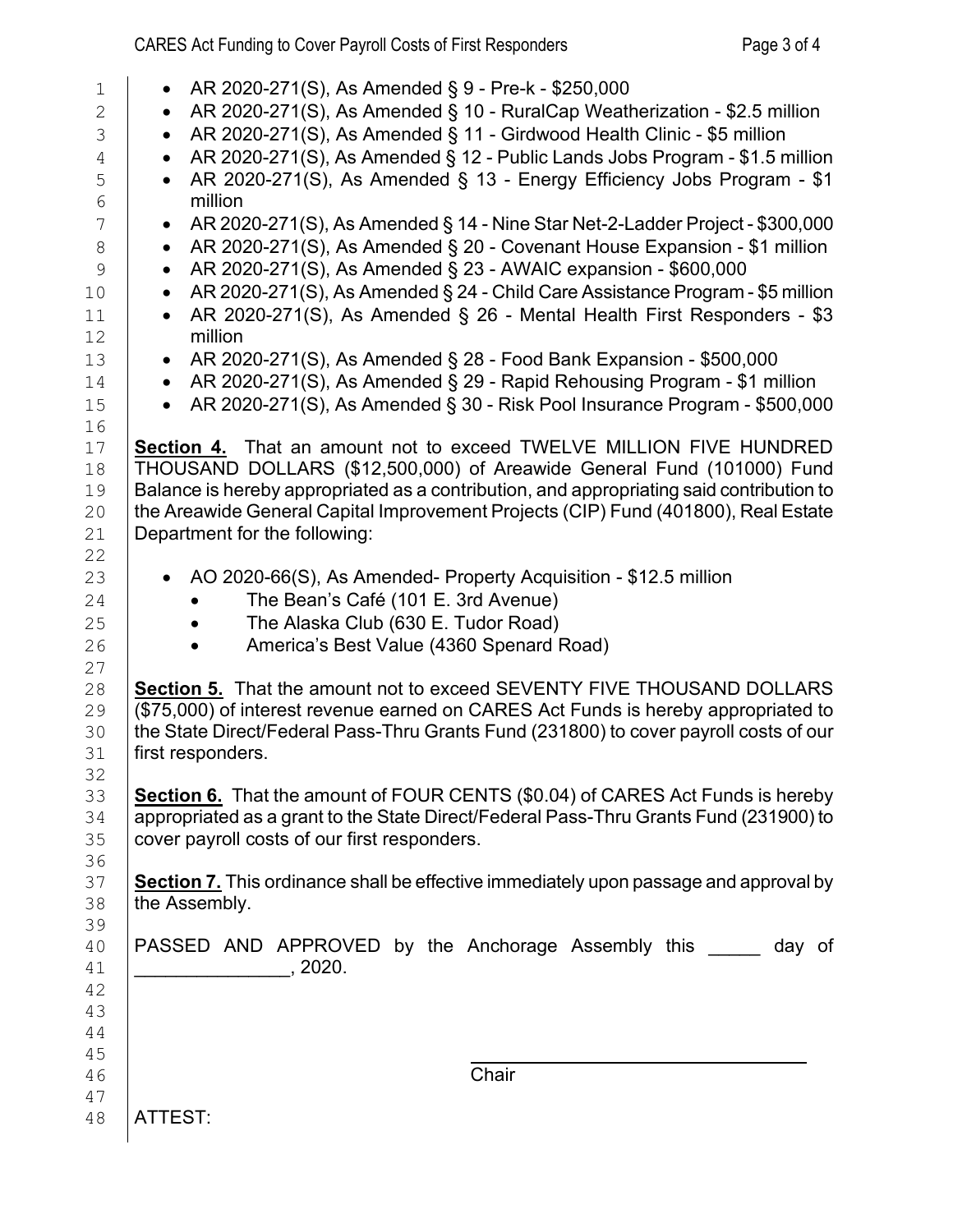- AR 2020-271(S), As Amended § 9 - Pre-k - $250,000
- AR 2020-271(S), As Amended § 10 - RuralCap Weatherization - $2.5 million
- AR 2020-271(S), As Amended § 11 - Girdwood Health Clinic - $5 million
- AR 2020-271(S), As Amended § 12 - Public Lands Jobs Program - $1.5 million
- AR 2020-271(S), As Amended § 13 - Energy Efficiency Jobs Program - $1 million
- AR 2020-271(S), As Amended § 14 - Nine Star Net-2-Ladder Project - $300,000
- AR 2020-271(S), As Amended § 20 - Covenant House Expansion - $1 million
- AR 2020-271(S), As Amended § 23 - AWAIC expansion - $600,000
- AR 2020-271(S), As Amended § 24 - Child Care Assistance Program - $5 million
- AR 2020-271(S), As Amended § 26 - Mental Health First Responders - $3 million
- AR 2020-271(S), As Amended § 28 - Food Bank Expansion - $500,000
- AR 2020-271(S), As Amended § 29 - Rapid Rehousing Program - $1 million
- AR 2020-271(S), As Amended § 30 - Risk Pool Insurance Program - $500,000

**Section 4.** That an amount not to exceed TWELVE MILLION FIVE HUNDRED THOUSAND DOLLARS ($12,500,000) of Areawide General Fund (101000) Fund Balance is hereby appropriated as a contribution, and appropriating said contribution to the Areawide General Capital Improvement Projects (CIP) Fund (401800), Real Estate Department for the following:

- AO 2020-66(S), As Amended- Property Acquisition - $12.5 million
  - The Bean's Café (101 E. 3rd Avenue)
  - The Alaska Club (630 E. Tudor Road)
  - America's Best Value (4360 Spenard Road)

**Section 5.** That the amount not to exceed SEVENTY FIVE THOUSAND DOLLARS ($75,000) of interest revenue earned on CARES Act Funds is hereby appropriated to the State Direct/Federal Pass-Thru Grants Fund (231800) to cover payroll costs of our first responders.

**Section 6.** That the amount of FOUR CENTS ($0.04) of CARES Act Funds is hereby appropriated as a grant to the State Direct/Federal Pass-Thru Grants Fund (231900) to cover payroll costs of our first responders.

**Section 7.** This ordinance shall be effective immediately upon passage and approval by the Assembly.

PASSED AND APPROVED by the Anchorage Assembly this _____ day of _______________, 2020.

_________________________________
Chair

ATTEST: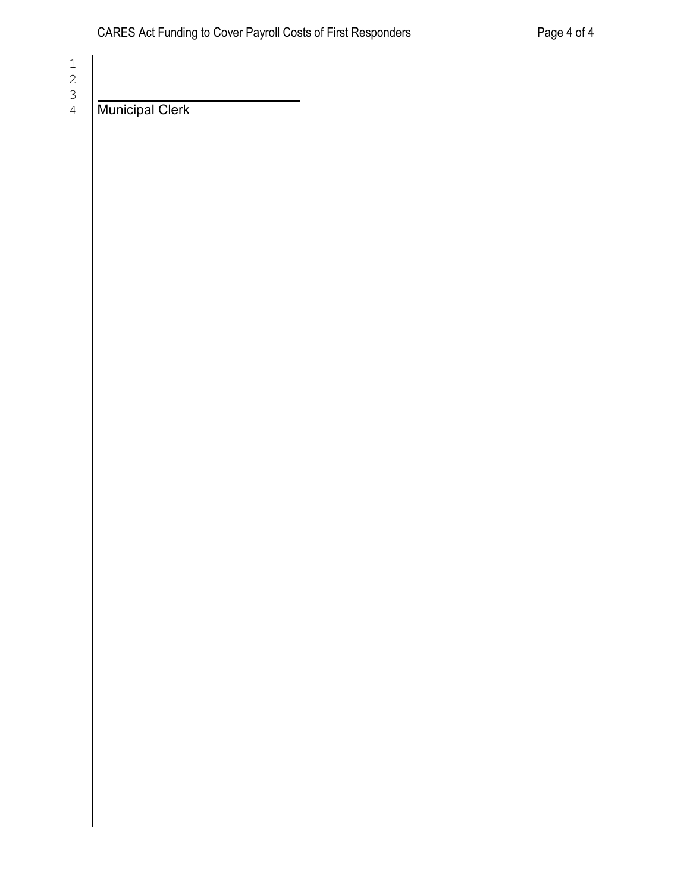\_\_\_\_\_\_\_\_\_\_\_\_\_\_\_\_\_\_\_\_\_\_\_\_\_\_\_\_

Municipal Clerk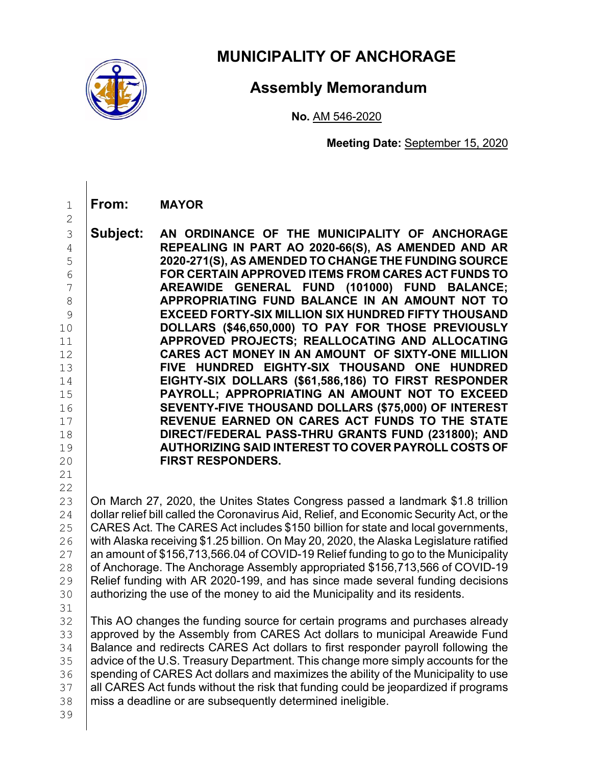# MUNICIPALITY OF ANCHORAGE

## Assembly Memorandum

**No.** AM 546-2020

**Meeting Date:** September 15, 2020

**From:** **MAYOR**

**Subject:** **AN ORDINANCE OF THE MUNICIPALITY OF ANCHORAGE REPEALING IN PART AO 2020-66(S), AS AMENDED AND AR 2020-271(S), AS AMENDED TO CHANGE THE FUNDING SOURCE FOR CERTAIN APPROVED ITEMS FROM CARES ACT FUNDS TO AREAWIDE GENERAL FUND (101000) FUND BALANCE; APPROPRIATING FUND BALANCE IN AN AMOUNT NOT TO EXCEED FORTY-SIX MILLION SIX HUNDRED FIFTY THOUSAND DOLLARS ($46,650,000) TO PAY FOR THOSE PREVIOUSLY APPROVED PROJECTS; REALLOCATING AND ALLOCATING CARES ACT MONEY IN AN AMOUNT OF SIXTY-ONE MILLION FIVE HUNDRED EIGHTY-SIX THOUSAND ONE HUNDRED EIGHTY-SIX DOLLARS ($61,586,186) TO FIRST RESPONDER PAYROLL; APPROPRIATING AN AMOUNT NOT TO EXCEED SEVENTY-FIVE THOUSAND DOLLARS ($75,000) OF INTEREST REVENUE EARNED ON CARES ACT FUNDS TO THE STATE DIRECT/FEDERAL PASS-THRU GRANTS FUND (231800); AND AUTHORIZING SAID INTEREST TO COVER PAYROLL COSTS OF FIRST RESPONDERS.**

On March 27, 2020, the Unites States Congress passed a landmark $1.8 trillion dollar relief bill called the Coronavirus Aid, Relief, and Economic Security Act, or the CARES Act. The CARES Act includes $150 billion for state and local governments, with Alaska receiving $1.25 billion. On May 20, 2020, the Alaska Legislature ratified an amount of $156,713,566.04 of COVID-19 Relief funding to go to the Municipality of Anchorage. The Anchorage Assembly appropriated $156,713,566 of COVID-19 Relief funding with AR 2020-199, and has since made several funding decisions authorizing the use of the money to aid the Municipality and its residents.

This AO changes the funding source for certain programs and purchases already approved by the Assembly from CARES Act dollars to municipal Areawide Fund Balance and redirects CARES Act dollars to first responder payroll following the advice of the U.S. Treasury Department. This change more simply accounts for the spending of CARES Act dollars and maximizes the ability of the Municipality to use all CARES Act funds without the risk that funding could be jeopardized if programs miss a deadline or are subsequently determined ineligible.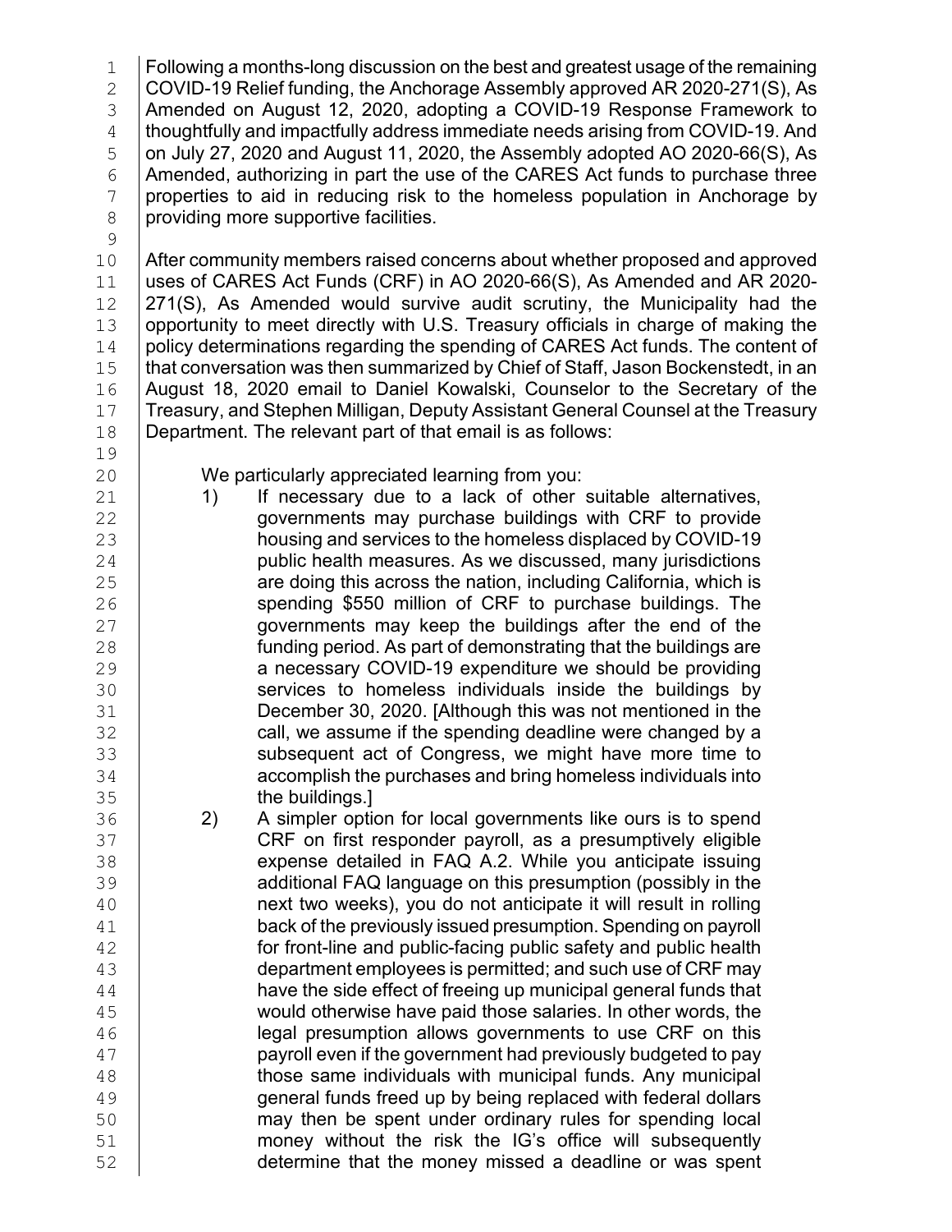Following a months-long discussion on the best and greatest usage of the remaining COVID-19 Relief funding, the Anchorage Assembly approved AR 2020-271(S), As Amended on August 12, 2020, adopting a COVID-19 Response Framework to thoughtfully and impactfully address immediate needs arising from COVID-19. And on July 27, 2020 and August 11, 2020, the Assembly adopted AO 2020-66(S), As Amended, authorizing in part the use of the CARES Act funds to purchase three properties to aid in reducing risk to the homeless population in Anchorage by providing more supportive facilities.

After community members raised concerns about whether proposed and approved uses of CARES Act Funds (CRF) in AO 2020-66(S), As Amended and AR 2020-271(S), As Amended would survive audit scrutiny, the Municipality had the opportunity to meet directly with U.S. Treasury officials in charge of making the policy determinations regarding the spending of CARES Act funds. The content of that conversation was then summarized by Chief of Staff, Jason Bockenstedt, in an August 18, 2020 email to Daniel Kowalski, Counselor to the Secretary of the Treasury, and Stephen Milligan, Deputy Assistant General Counsel at the Treasury Department. The relevant part of that email is as follows:

> We particularly appreciated learning from you:
>
> 1) If necessary due to a lack of other suitable alternatives, governments may purchase buildings with CRF to provide housing and services to the homeless displaced by COVID-19 public health measures. As we discussed, many jurisdictions are doing this across the nation, including California, which is spending $550 million of CRF to purchase buildings. The governments may keep the buildings after the end of the funding period. As part of demonstrating that the buildings are a necessary COVID-19 expenditure we should be providing services to homeless individuals inside the buildings by December 30, 2020. [Although this was not mentioned in the call, we assume if the spending deadline were changed by a subsequent act of Congress, we might have more time to accomplish the purchases and bring homeless individuals into the buildings.]
> 2) A simpler option for local governments like ours is to spend CRF on first responder payroll, as a presumptively eligible expense detailed in FAQ A.2. While you anticipate issuing additional FAQ language on this presumption (possibly in the next two weeks), you do not anticipate it will result in rolling back of the previously issued presumption. Spending on payroll for front-line and public-facing public safety and public health department employees is permitted; and such use of CRF may have the side effect of freeing up municipal general funds that would otherwise have paid those salaries. In other words, the legal presumption allows governments to use CRF on this payroll even if the government had previously budgeted to pay those same individuals with municipal funds. Any municipal general funds freed up by being replaced with federal dollars may then be spent under ordinary rules for spending local money without the risk the IG's office will subsequently determine that the money missed a deadline or was spent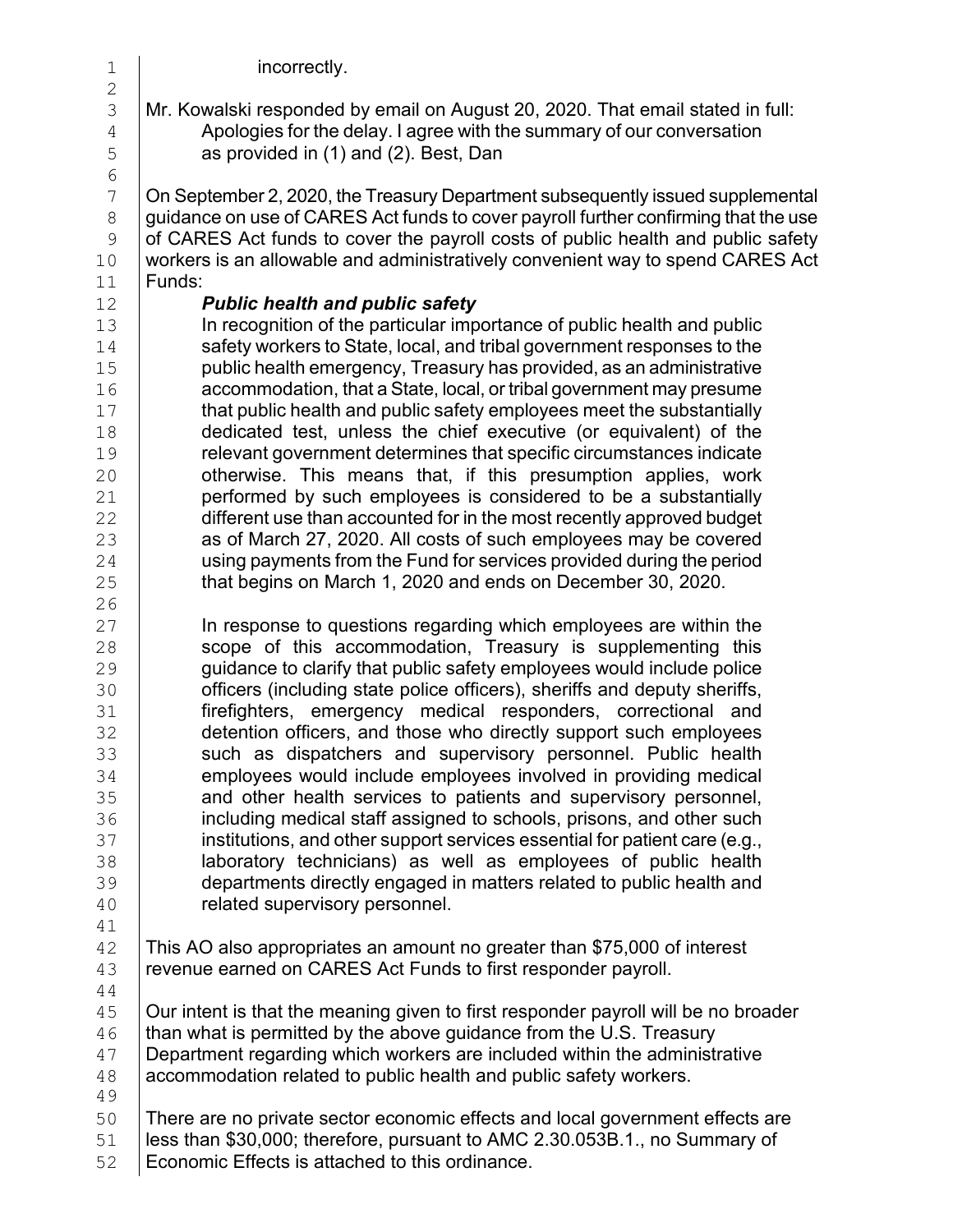incorrectly.

Mr. Kowalski responded by email on August 20, 2020. That email stated in full:

> Apologies for the delay. I agree with the summary of our conversation as provided in (1) and (2). Best, Dan

On September 2, 2020, the Treasury Department subsequently issued supplemental guidance on use of CARES Act funds to cover payroll further confirming that the use of CARES Act funds to cover the payroll costs of public health and public safety workers is an allowable and administratively convenient way to spend CARES Act Funds:

> ***Public health and public safety***
>
> In recognition of the particular importance of public health and public safety workers to State, local, and tribal government responses to the public health emergency, Treasury has provided, as an administrative accommodation, that a State, local, or tribal government may presume that public health and public safety employees meet the substantially dedicated test, unless the chief executive (or equivalent) of the relevant government determines that specific circumstances indicate otherwise. This means that, if this presumption applies, work performed by such employees is considered to be a substantially different use than accounted for in the most recently approved budget as of March 27, 2020. All costs of such employees may be covered using payments from the Fund for services provided during the period that begins on March 1, 2020 and ends on December 30, 2020.
>
> In response to questions regarding which employees are within the scope of this accommodation, Treasury is supplementing this guidance to clarify that public safety employees would include police officers (including state police officers), sheriffs and deputy sheriffs, firefighters, emergency medical responders, correctional and detention officers, and those who directly support such employees such as dispatchers and supervisory personnel. Public health employees would include employees involved in providing medical and other health services to patients and supervisory personnel, including medical staff assigned to schools, prisons, and other such institutions, and other support services essential for patient care (e.g., laboratory technicians) as well as employees of public health departments directly engaged in matters related to public health and related supervisory personnel.

This AO also appropriates an amount no greater than $75,000 of interest revenue earned on CARES Act Funds to first responder payroll.

Our intent is that the meaning given to first responder payroll will be no broader than what is permitted by the above guidance from the U.S. Treasury Department regarding which workers are included within the administrative accommodation related to public health and public safety workers.

There are no private sector economic effects and local government effects are less than $30,000; therefore, pursuant to AMC 2.30.053B.1., no Summary of Economic Effects is attached to this ordinance.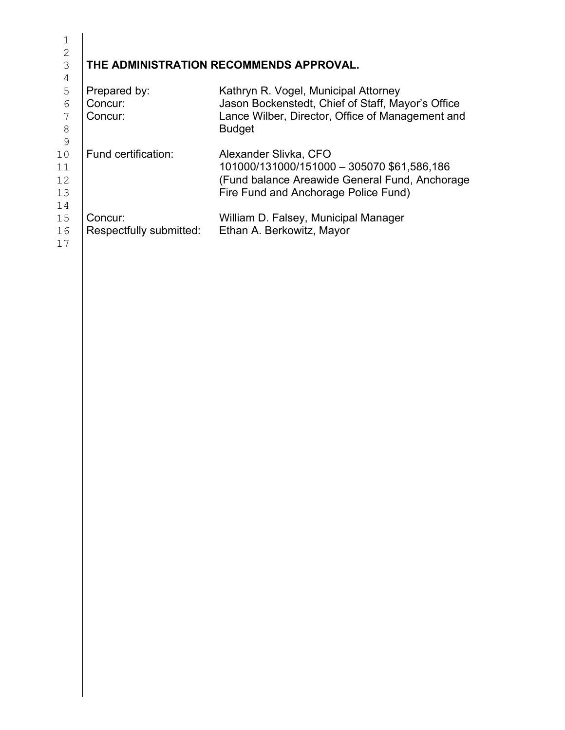**THE ADMINISTRATION RECOMMENDS APPROVAL.**

| | |
|---|---|
| Prepared by: | Kathryn R. Vogel, Municipal Attorney |
| Concur: | Jason Bockenstedt, Chief of Staff, Mayor's Office |
| Concur: | Lance Wilber, Director, Office of Management and Budget |
| Fund certification: | Alexander Slivka, CFO<br>101000/131000/151000 – 305070 $61,586,186<br>(Fund balance Areawide General Fund, Anchorage Fire Fund and Anchorage Police Fund) |
| Concur: | William D. Falsey, Municipal Manager |
| Respectfully submitted: | Ethan A. Berkowitz, Mayor |